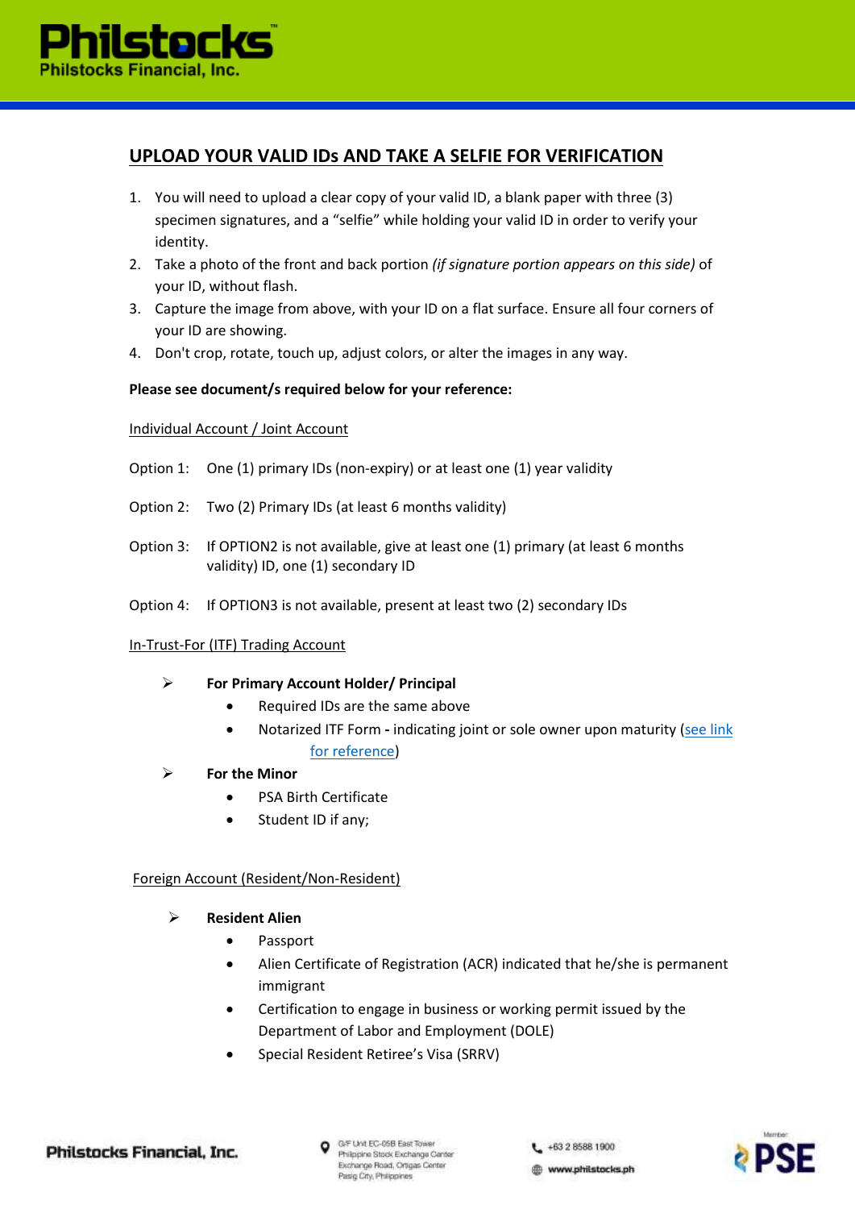## UPLOAD YOUR VALID IDs AND TAKE A SELFIE FOR VERIFICATION

1. You will need to upload a clear copy of your valid ID, a blank paper with three (3) specimen signatures, and a "selfie" while holding your valid ID in order to verify your identity.
2. Take a photo of the front and back portion *(if signature portion appears on this side)* of your ID, without flash.
3. Capture the image from above, with your ID on a flat surface. Ensure all four corners of your ID are showing.
4. Don't crop, rotate, touch up, adjust colors, or alter the images in any way.

**Please see document/s required below for your reference:**

Individual Account / Joint Account

Option 1: One (1) primary IDs (non-expiry) or at least one (1) year validity

Option 2: Two (2) Primary IDs (at least 6 months validity)

Option 3: If OPTION2 is not available, give at least one (1) primary (at least 6 months validity) ID, one (1) secondary ID

Option 4: If OPTION3 is not available, present at least two (2) secondary IDs

In-Trust-For (ITF) Trading Account

- **For Primary Account Holder/ Principal**
  - Required IDs are the same above
  - Notarized ITF Form **-** indicating joint or sole owner upon maturity (see link for reference)
- **For the Minor**
  - PSA Birth Certificate
  - Student ID if any;

Foreign Account (Resident/Non-Resident)

- **Resident Alien**
  - Passport
  - Alien Certificate of Registration (ACR) indicated that he/she is permanent immigrant
  - Certification to engage in business or working permit issued by the Department of Labor and Employment (DOLE)
  - Special Resident Retiree's Visa (SRRV)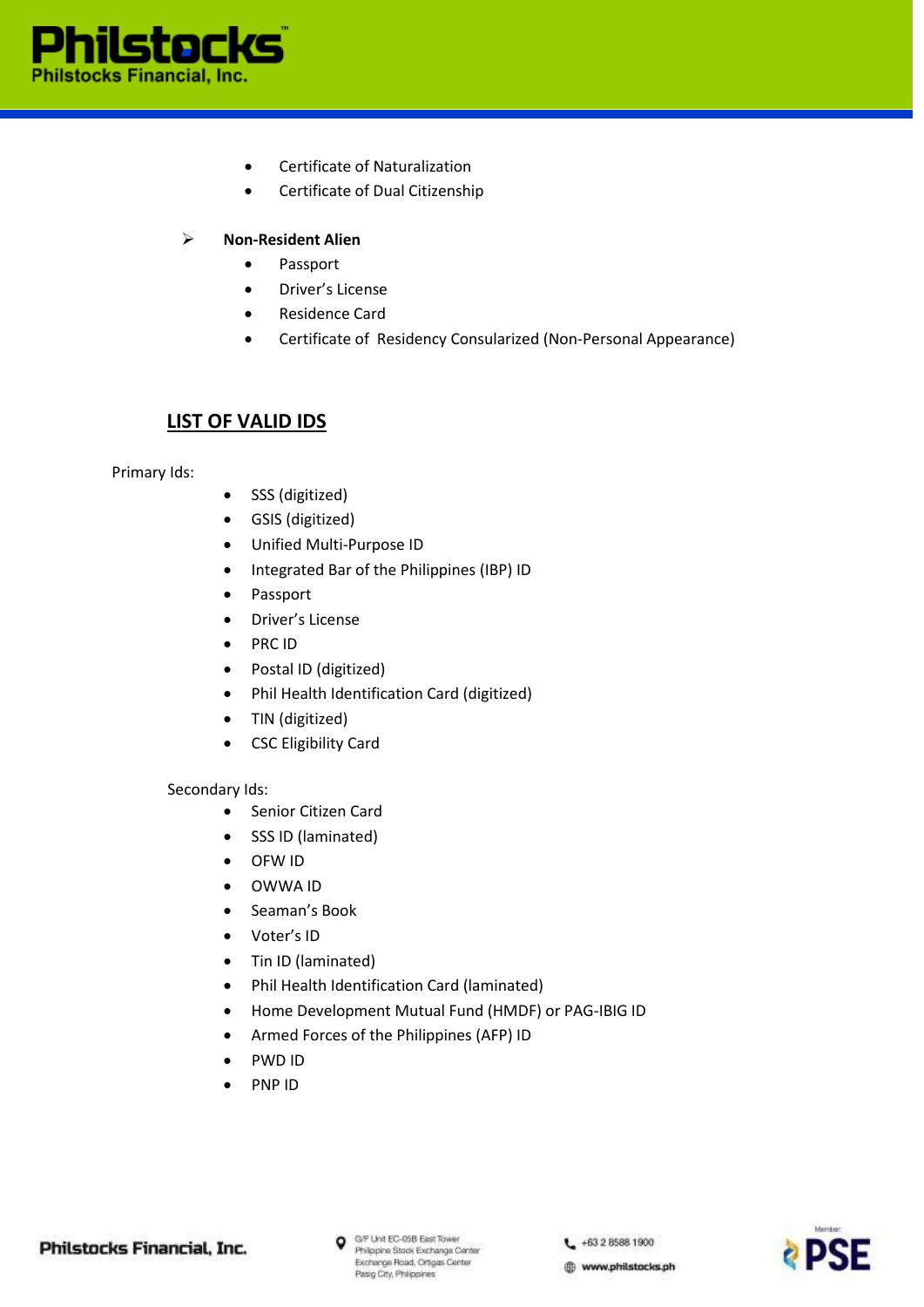- Certificate of Naturalization
- Certificate of Dual Citizenship

- **Non-Resident Alien**
  - Passport
  - Driver's License
  - Residence Card
  - Certificate of Residency Consularized (Non-Personal Appearance)

## LIST OF VALID IDS

Primary Ids:

- SSS (digitized)
- GSIS (digitized)
- Unified Multi-Purpose ID
- Integrated Bar of the Philippines (IBP) ID
- Passport
- Driver's License
- PRC ID
- Postal ID (digitized)
- Phil Health Identification Card (digitized)
- TIN (digitized)
- CSC Eligibility Card

Secondary Ids:

- Senior Citizen Card
- SSS ID (laminated)
- OFW ID
- OWWA ID
- Seaman's Book
- Voter's ID
- Tin ID (laminated)
- Phil Health Identification Card (laminated)
- Home Development Mutual Fund (HMDF) or PAG-IBIG ID
- Armed Forces of the Philippines (AFP) ID
- PWD ID
- PNP ID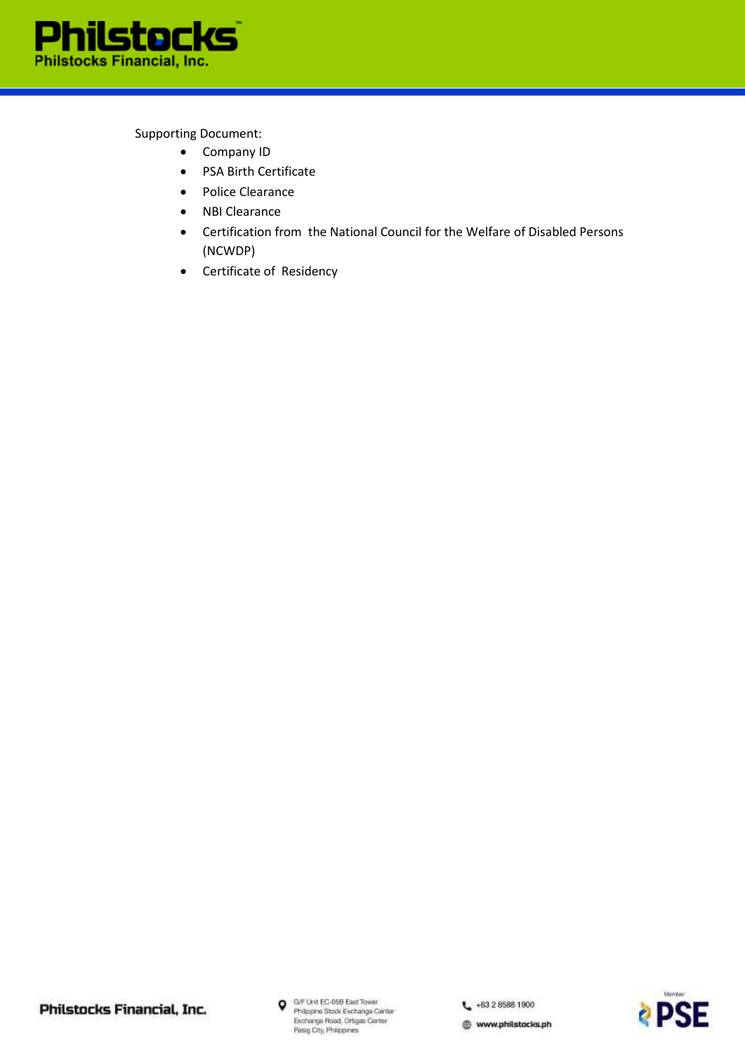Supporting Document:

- Company ID
- PSA Birth Certificate
- Police Clearance
- NBI Clearance
- Certification from the National Council for the Welfare of Disabled Persons (NCWDP)
- Certificate of Residency